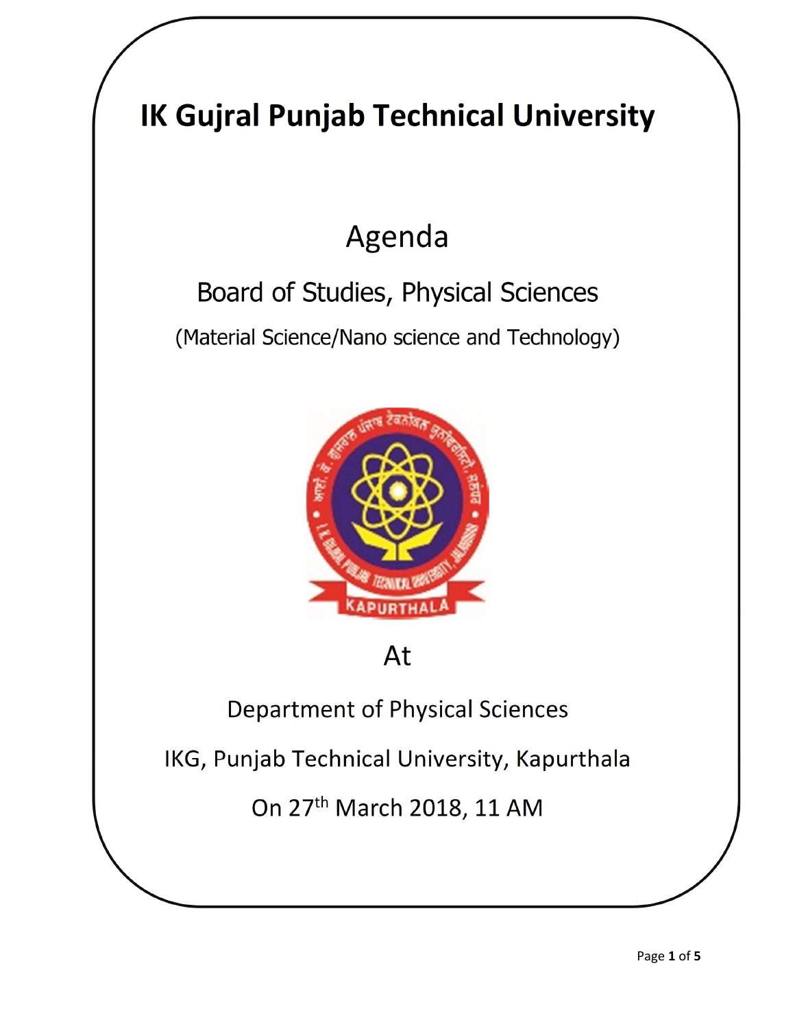# IK Gujral Punjab Technical University

## Agenda

### Board of Studies, Physical Sciences

(Material Science/Nano science and Technology)

At

Department of Physical Sciences

IKG, Punjab Technical University, Kapurthala

On 27th March 2018, 11 AM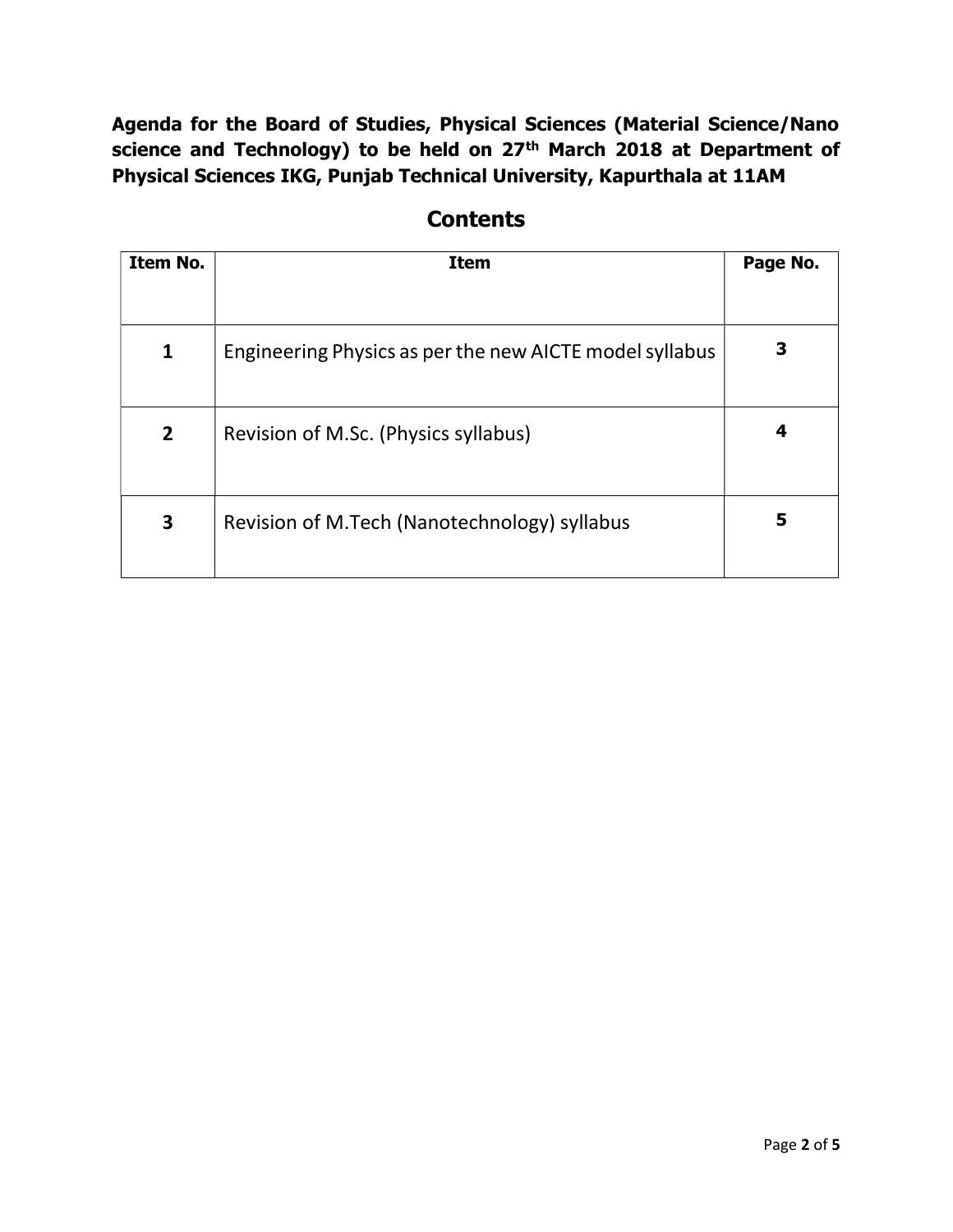**Agenda for the Board of Studies, Physical Sciences (Material Science/Nano science and Technology) to be held on 27th March 2018 at Department of Physical Sciences IKG, Punjab Technical University, Kapurthala at 11AM**

## Contents

| Item No. | Item | Page No. |
|---|---|---|
| **1** | Engineering Physics as per the new AICTE model syllabus | **3** |
| **2** | Revision of M.Sc. (Physics syllabus) | **4** |
| **3** | Revision of M.Tech (Nanotechnology) syllabus | **5** |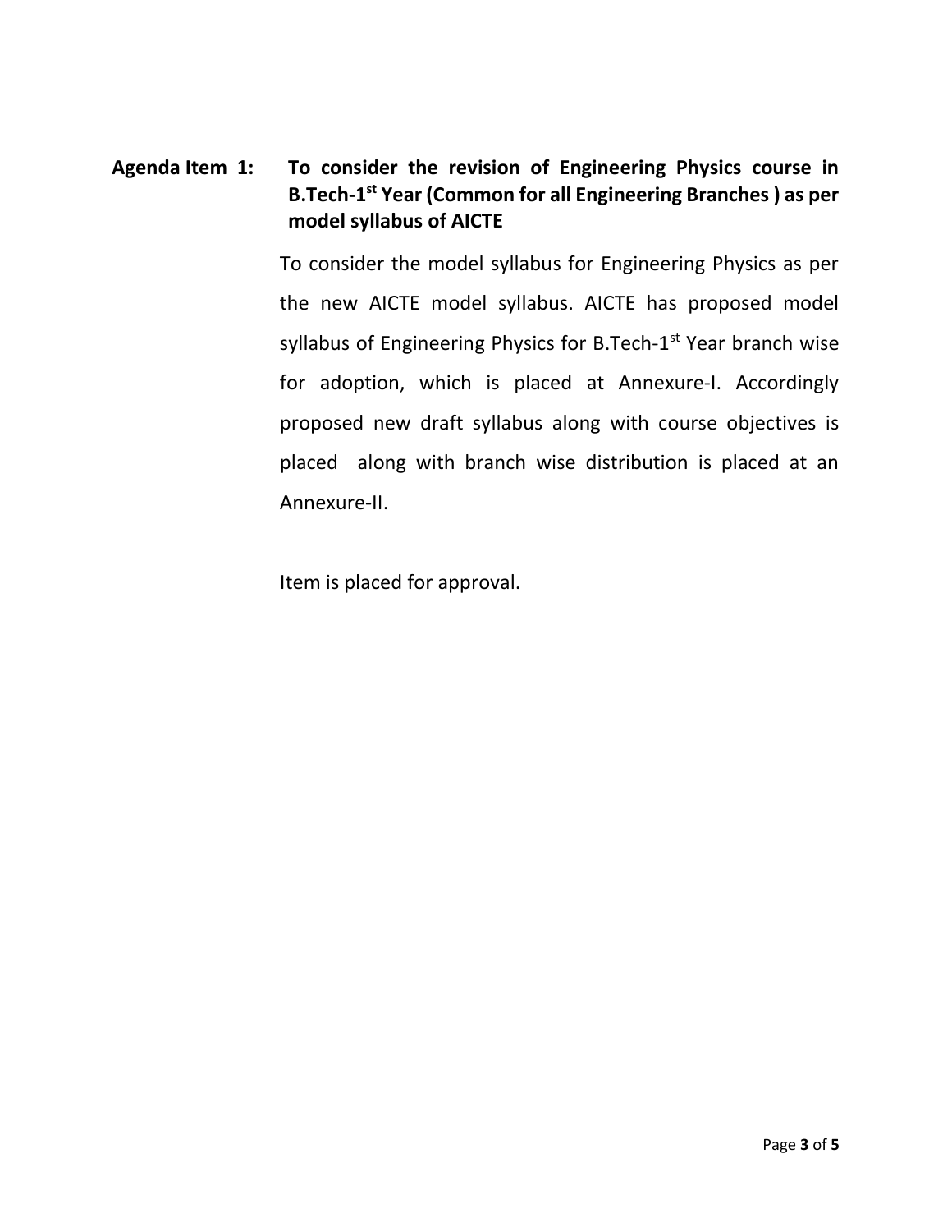**Agenda Item 1: To consider the revision of Engineering Physics course in B.Tech-1st Year (Common for all Engineering Branches ) as per model syllabus of AICTE**

To consider the model syllabus for Engineering Physics as per the new AICTE model syllabus. AICTE has proposed model syllabus of Engineering Physics for B.Tech-1st Year branch wise for adoption, which is placed at Annexure-I. Accordingly proposed new draft syllabus along with course objectives is placed along with branch wise distribution is placed at an Annexure-II.

Item is placed for approval.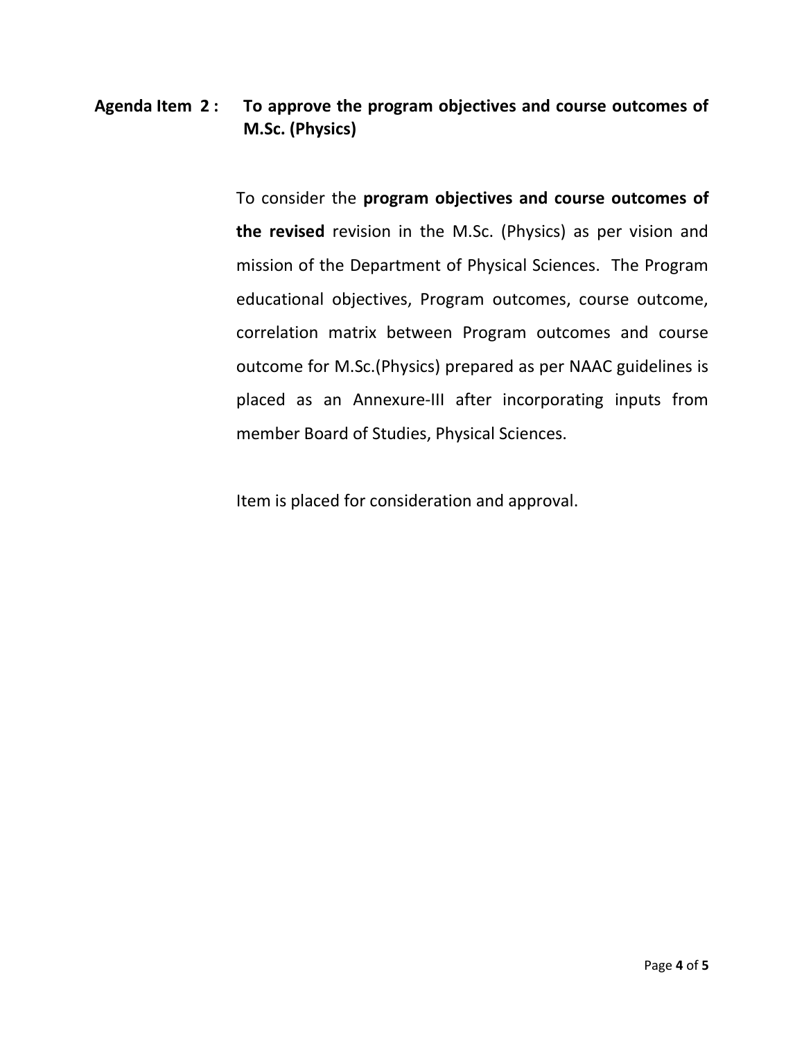**Agenda Item 2 : To approve the program objectives and course outcomes of M.Sc. (Physics)**

To consider the **program objectives and course outcomes of the revised** revision in the M.Sc. (Physics) as per vision and mission of the Department of Physical Sciences. The Program educational objectives, Program outcomes, course outcome, correlation matrix between Program outcomes and course outcome for M.Sc.(Physics) prepared as per NAAC guidelines is placed as an Annexure-III after incorporating inputs from member Board of Studies, Physical Sciences.

Item is placed for consideration and approval.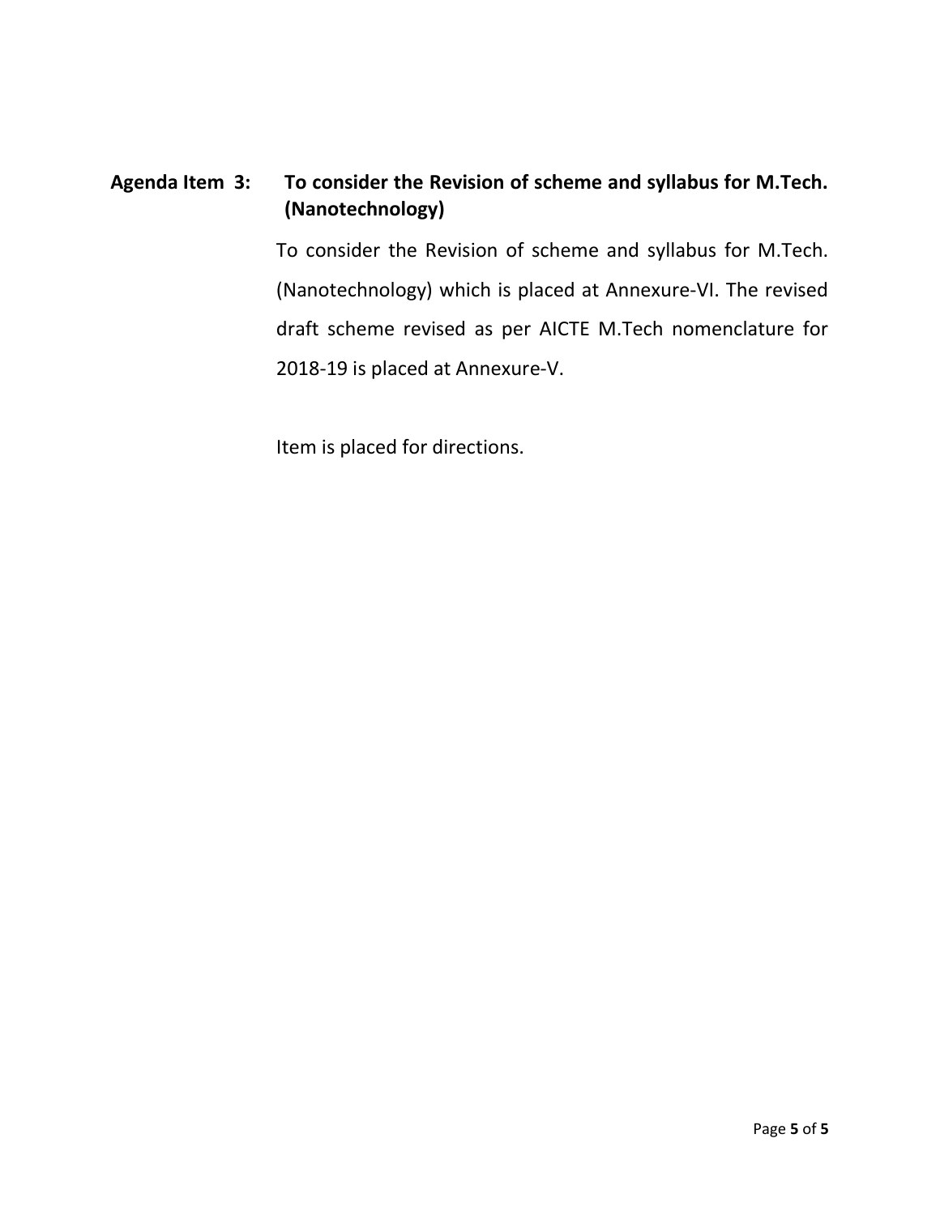**Agenda Item 3: To consider the Revision of scheme and syllabus for M.Tech. (Nanotechnology)**

To consider the Revision of scheme and syllabus for M.Tech. (Nanotechnology) which is placed at Annexure-VI. The revised draft scheme revised as per AICTE M.Tech nomenclature for 2018-19 is placed at Annexure-V.

Item is placed for directions.